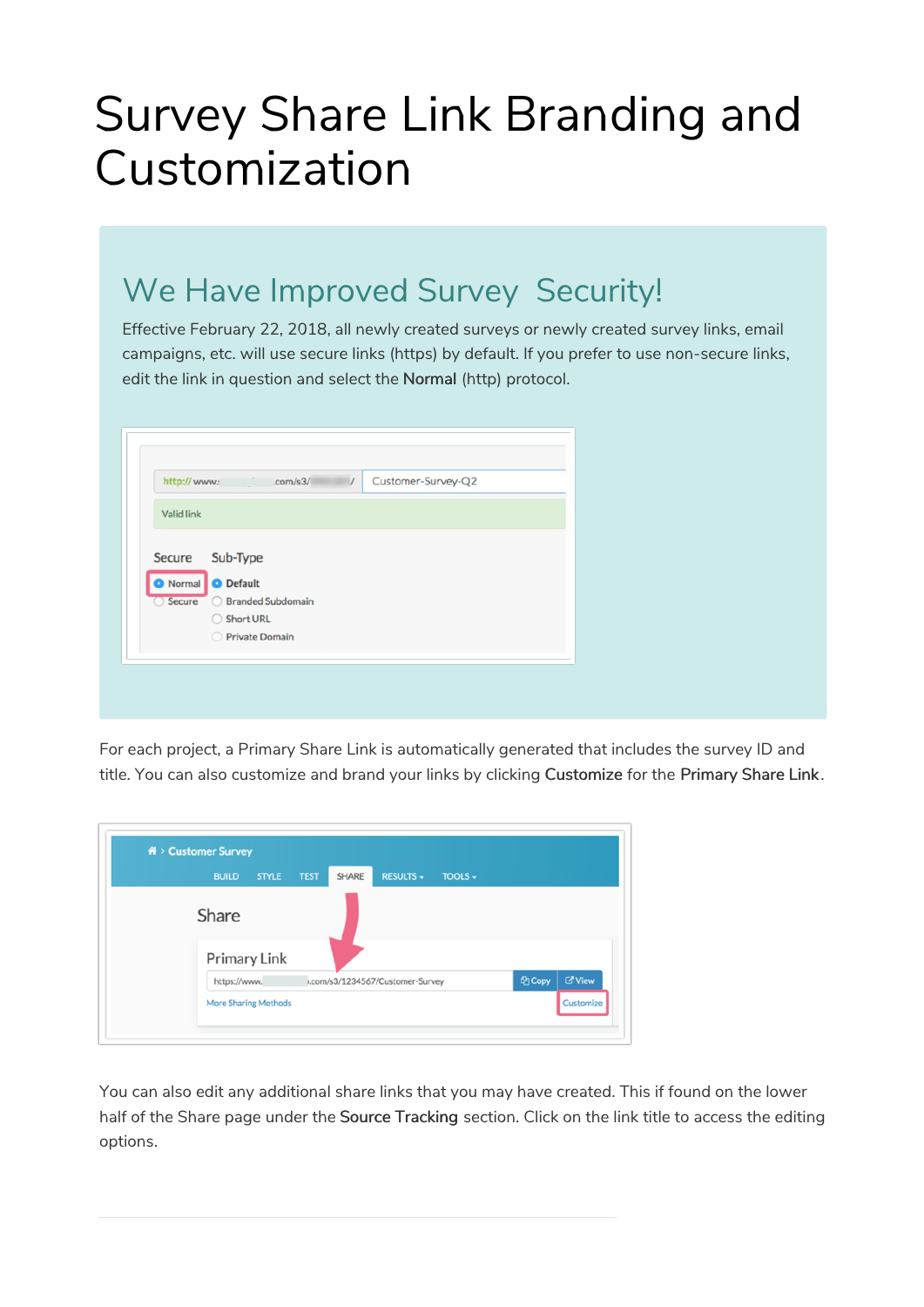# Survey Share Link Branding and Customization

## We Have Improved Survey Security!

Effective February 22, 2018, all newly created surveys or newly created survey links, email campaigns, etc. will use secure links (https) by default. If you prefer to use non-secure links, edit the link in question and select the **Normal** (http) protocol.

For each project, a Primary Share Link is automatically generated that includes the survey ID and title. You can also customize and brand your links by clicking **Customize** for the **Primary Share Link**.

You can also edit any additional share links that you may have created. This if found on the lower half of the Share page under the **Source Tracking** section. Click on the link title to access the editing options.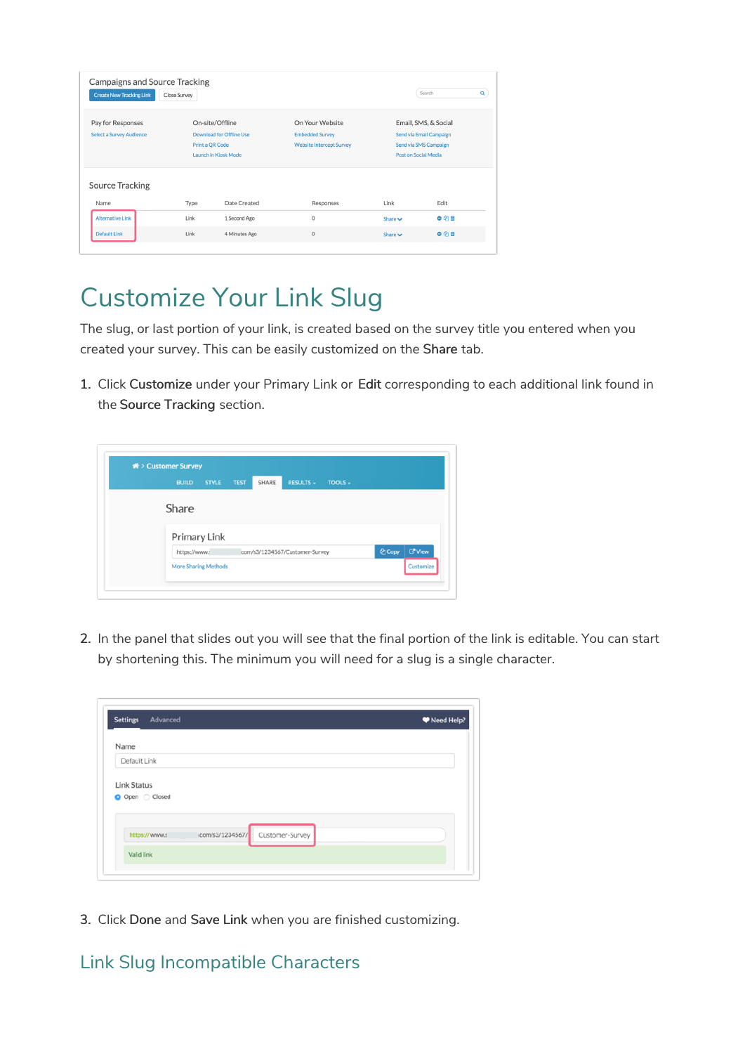## Customize Your Link Slug

The slug, or last portion of your link, is created based on the survey title you entered when you created your survey. This can be easily customized on the **Share** tab.

1. Click **Customize** under your Primary Link or **Edit** corresponding to each additional link found in the **Source Tracking** section.

2. In the panel that slides out you will see that the final portion of the link is editable. You can start by shortening this. The minimum you will need for a slug is a single character.

3. Click **Done** and **Save Link** when you are finished customizing.

### Link Slug Incompatible Characters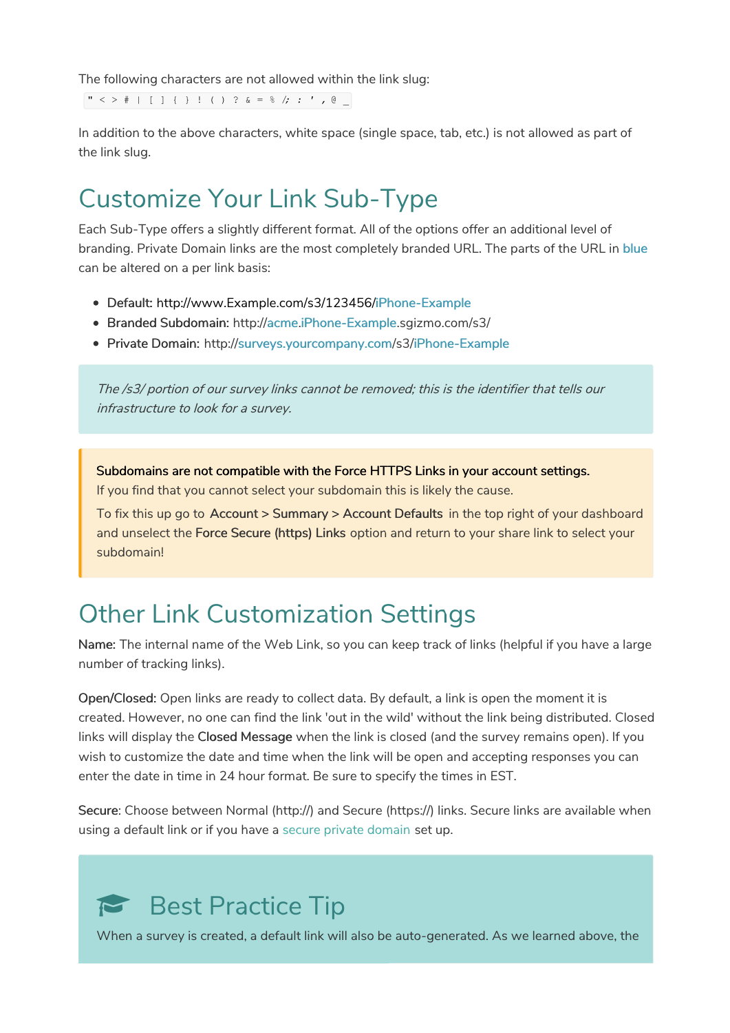The following characters are not allowed within the link slug:

```
" < > # | [ ] { } ! ( ) ? & = % /; : ' , @ _
```

In addition to the above characters, white space (single space, tab, etc.) is not allowed as part of the link slug.

## Customize Your Link Sub-Type

Each Sub-Type offers a slightly different format. All of the options offer an additional level of branding. Private Domain links are the most completely branded URL. The parts of the URL in blue can be altered on a per link basis:

- **Default:** http://www.Example.com/s3/123456/iPhone-Example
- **Branded Subdomain:** http://acme.iPhone-Example.sgizmo.com/s3/
- **Private Domain:** http://surveys.yourcompany.com/s3/iPhone-Example

> *The /s3/ portion of our survey links cannot be removed; this is the identifier that tells our infrastructure to look for a survey.*

> **Subdomains are not compatible with the Force HTTPS Links in your account settings.**
> If you find that you cannot select your subdomain this is likely the cause.
>
> To fix this up go to **Account > Summary > Account Defaults** in the top right of your dashboard and unselect the **Force Secure (https) Links** option and return to your share link to select your subdomain!

## Other Link Customization Settings

**Name:** The internal name of the Web Link, so you can keep track of links (helpful if you have a large number of tracking links).

**Open/Closed:** Open links are ready to collect data. By default, a link is open the moment it is created. However, no one can find the link 'out in the wild' without the link being distributed. Closed links will display the **Closed Message** when the link is closed (and the survey remains open). If you wish to customize the date and time when the link will be open and accepting responses you can enter the date in time in 24 hour format. Be sure to specify the times in EST.

**Secure**: Choose between Normal (http://) and Secure (https://) links. Secure links are available when using a default link or if you have a secure private domain set up.

### Best Practice Tip

When a survey is created, a default link will also be auto-generated. As we learned above, the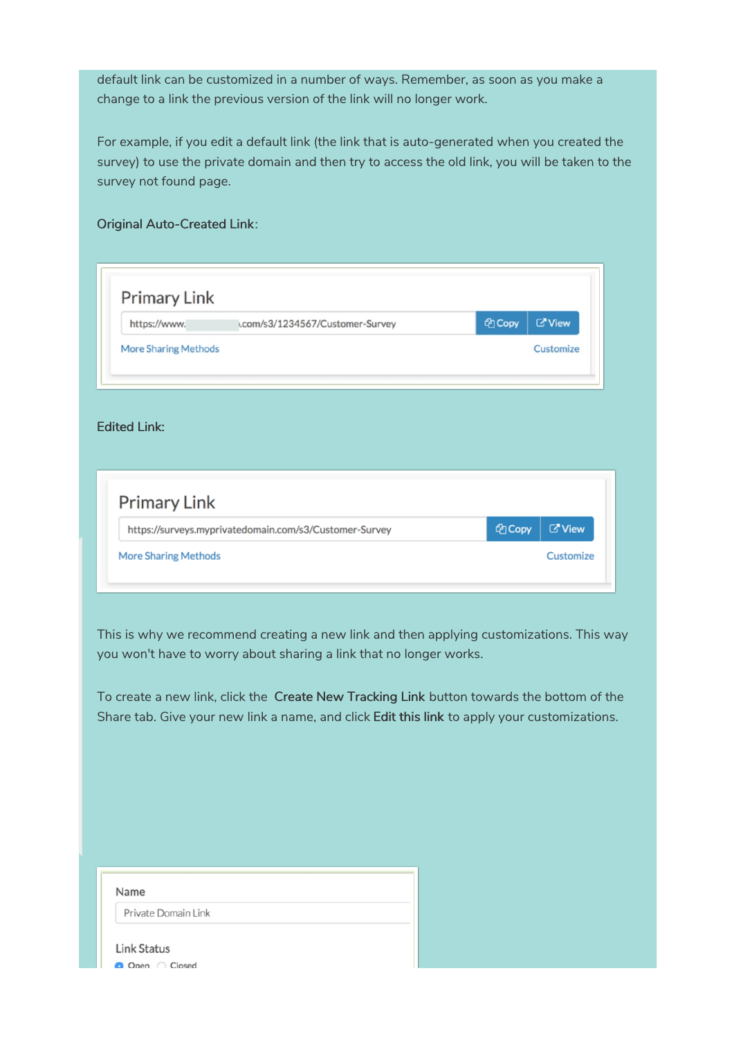default link can be customized in a number of ways. Remember, as soon as you make a change to a link the previous version of the link will no longer work.

For example, if you edit a default link (the link that is auto-generated when you created the survey) to use the private domain and then try to access the old link, you will be taken to the survey not found page.

Original Auto-Created Link:

Primary Link

https://www.[redacted].com/s3/1234567/Customer-Survey | Copy | View

More Sharing Methods | Customize

Edited Link:

Primary Link

https://surveys.myprivatedomain.com/s3/Customer-Survey | Copy | View

More Sharing Methods | Customize

This is why we recommend creating a new link and then applying customizations. This way you won't have to worry about sharing a link that no longer works.

To create a new link, click the **Create New Tracking Link** button towards the bottom of the Share tab. Give your new link a name, and click **Edit this link** to apply your customizations.

Name

Private Domain Link

Link Status

Open   Closed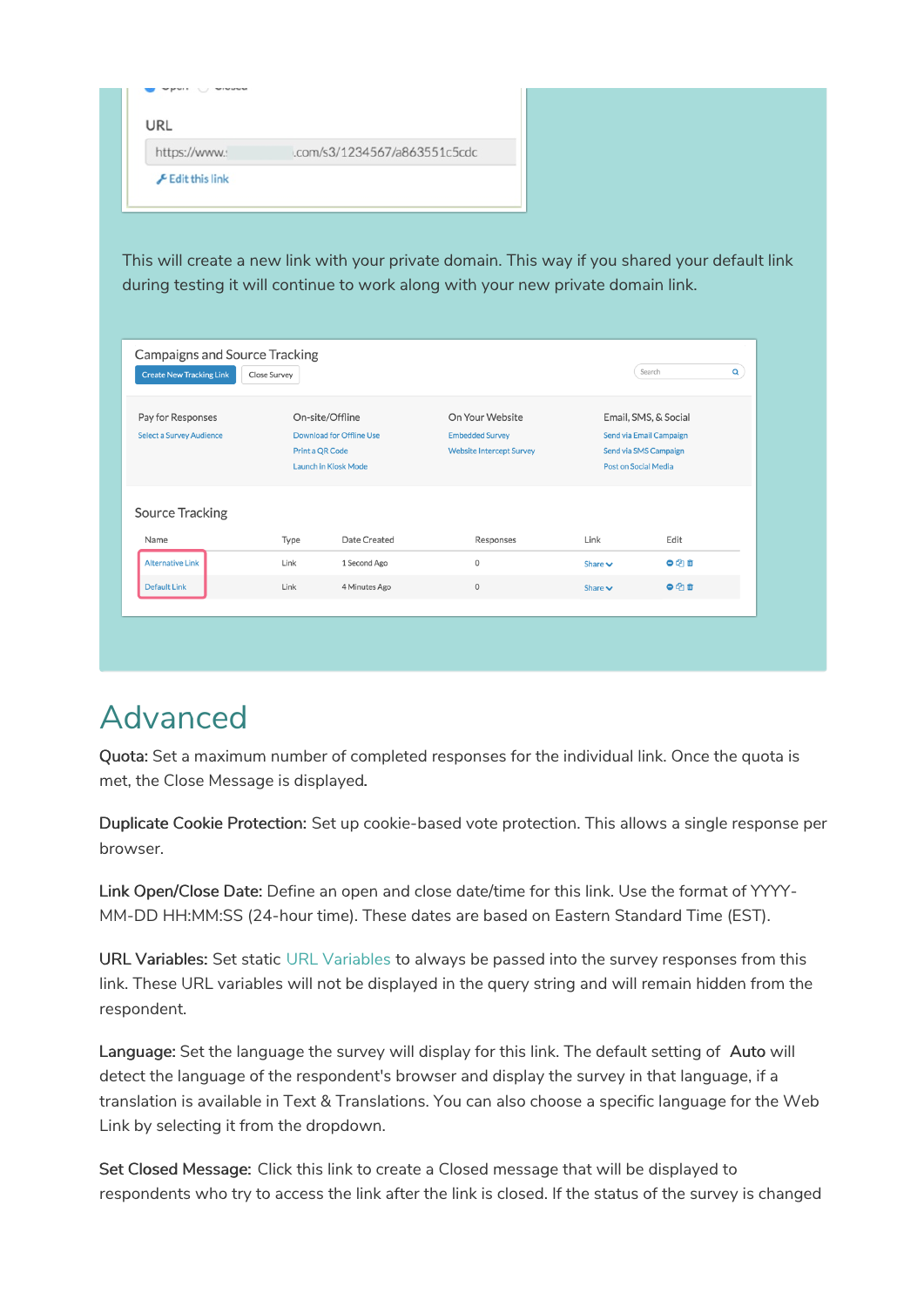This will create a new link with your private domain. This way if you shared your default link during testing it will continue to work along with your new private domain link.

## Advanced

**Quota:** Set a maximum number of completed responses for the individual link. Once the quota is met, the Close Message is displayed.

**Duplicate Cookie Protection:** Set up cookie-based vote protection. This allows a single response per browser.

**Link Open/Close Date:** Define an open and close date/time for this link. Use the format of YYYY-MM-DD HH:MM:SS (24-hour time). These dates are based on Eastern Standard Time (EST).

**URL Variables:** Set static URL Variables to always be passed into the survey responses from this link. These URL variables will not be displayed in the query string and will remain hidden from the respondent.

**Language:** Set the language the survey will display for this link. The default setting of Auto will detect the language of the respondent's browser and display the survey in that language, if a translation is available in Text & Translations. You can also choose a specific language for the Web Link by selecting it from the dropdown.

**Set Closed Message:** Click this link to create a Closed message that will be displayed to respondents who try to access the link after the link is closed. If the status of the survey is changed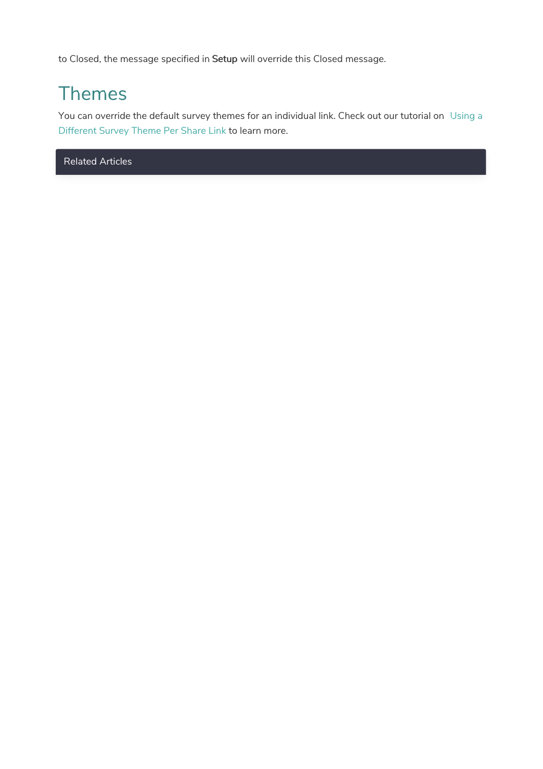to Closed, the message specified in **Setup** will override this Closed message.

## Themes

You can override the default survey themes for an individual link. Check out our tutorial on Using a Different Survey Theme Per Share Link to learn more.

Related Articles